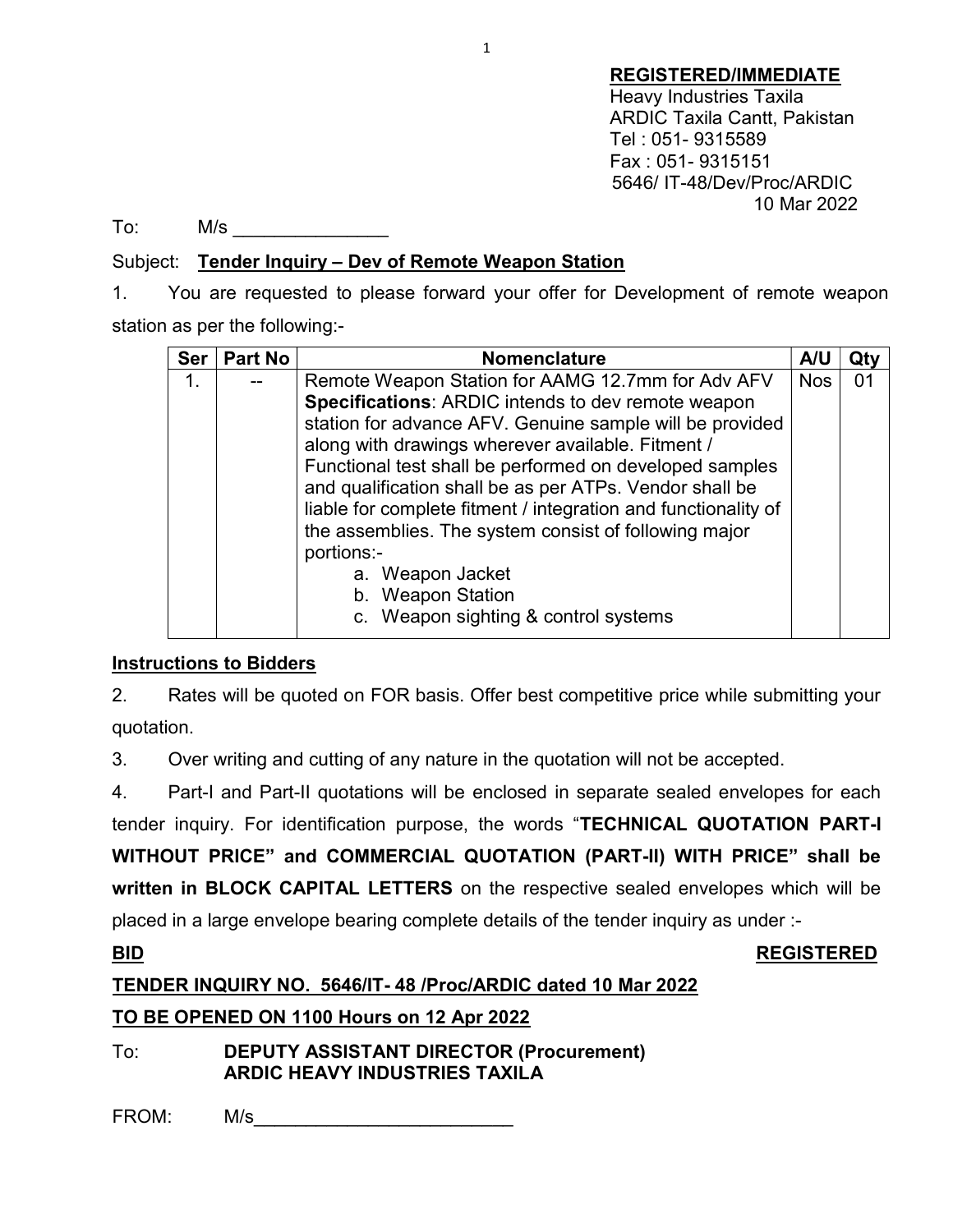**REGISTERED/IMMEDIATE**
Heavy Industries Taxila
ARDIC Taxila Cantt, Pakistan
Tel : 051- 9315589
Fax : 051- 9315151
5646/ IT-48/Dev/Proc/ARDIC
10 Mar 2022

To: M/s _______________

Subject: **Tender Inquiry – Dev of Remote Weapon Station**

1. You are requested to please forward your offer for Development of remote weapon station as per the following:-

| Ser | Part No | Nomenclature | A/U | Qty |
|---|---|---|---|---|
| 1. | -- | Remote Weapon Station for AAMG 12.7mm for Adv AFV<br>**Specifications**: ARDIC intends to dev remote weapon station for advance AFV. Genuine sample will be provided along with drawings wherever available. Fitment / Functional test shall be performed on developed samples and qualification shall be as per ATPs. Vendor shall be liable for complete fitment / integration and functionality of the assemblies. The system consist of following major portions:-<br>a. Weapon Jacket<br>b. Weapon Station<br>c. Weapon sighting & control systems | Nos | 01 |

**Instructions to Bidders**

2. Rates will be quoted on FOR basis. Offer best competitive price while submitting your quotation.

3. Over writing and cutting of any nature in the quotation will not be accepted.

4. Part-I and Part-II quotations will be enclosed in separate sealed envelopes for each tender inquiry. For identification purpose, the words "**TECHNICAL QUOTATION PART-I WITHOUT PRICE" and COMMERCIAL QUOTATION (PART-II) WITH PRICE" shall be written in BLOCK CAPITAL LETTERS** on the respective sealed envelopes which will be placed in a large envelope bearing complete details of the tender inquiry as under :-

**BID** **REGISTERED**

**TENDER INQUIRY NO. 5646/IT- 48 /Proc/ARDIC dated 10 Mar 2022**

**TO BE OPENED ON 1100 Hours on 12 Apr 2022**

To: **DEPUTY ASSISTANT DIRECTOR (Procurement)**
**ARDIC HEAVY INDUSTRIES TAXILA**

FROM: M/s_________________________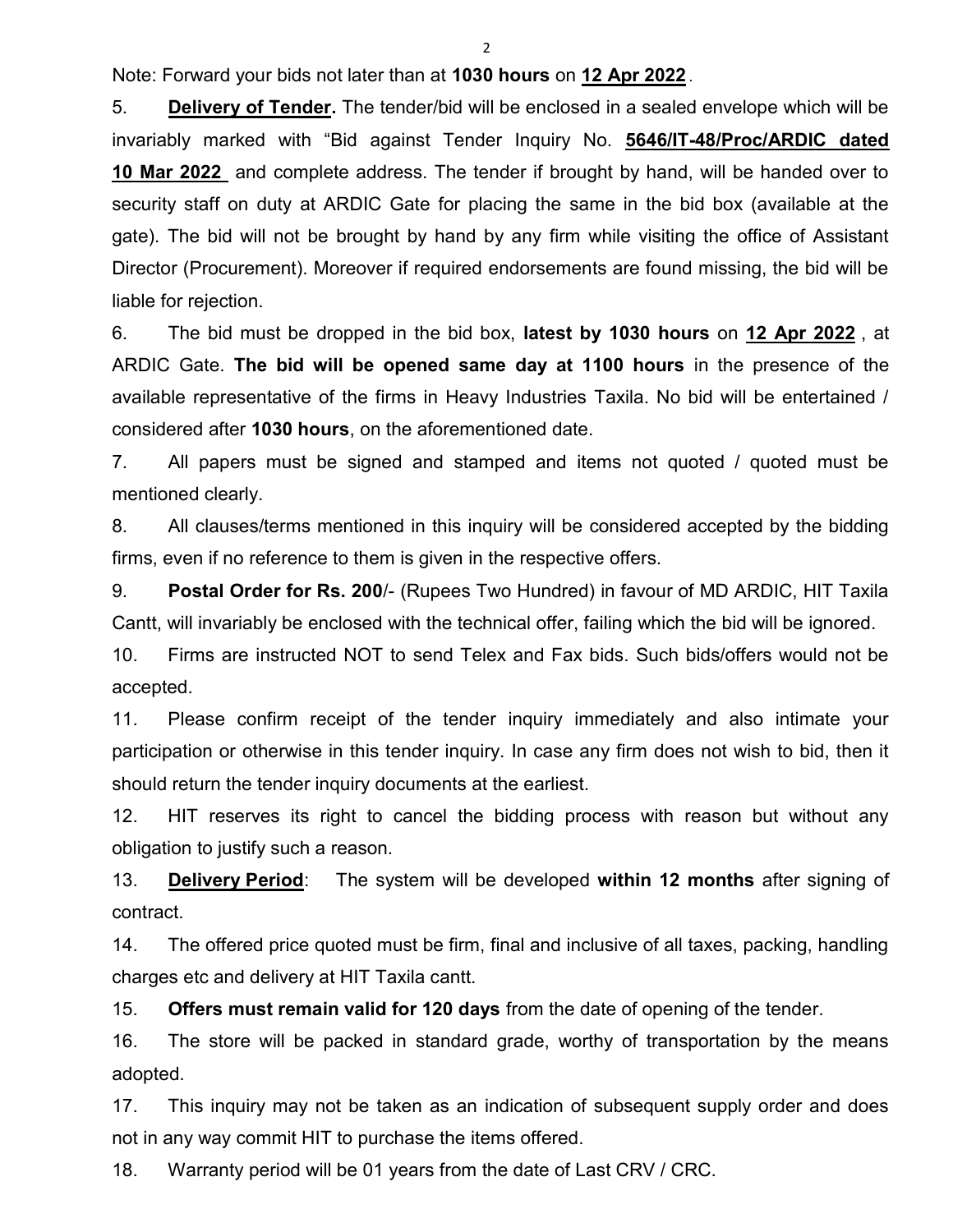Note: Forward your bids not later than at **1030 hours** on **12 Apr 2022**.

5. **Delivery of Tender.** The tender/bid will be enclosed in a sealed envelope which will be invariably marked with "Bid against Tender Inquiry No. **5646/IT-48/Proc/ARDIC dated 10 Mar 2022** and complete address. The tender if brought by hand, will be handed over to security staff on duty at ARDIC Gate for placing the same in the bid box (available at the gate). The bid will not be brought by hand by any firm while visiting the office of Assistant Director (Procurement). Moreover if required endorsements are found missing, the bid will be liable for rejection.

6. The bid must be dropped in the bid box, **latest by 1030 hours** on **12 Apr 2022** , at ARDIC Gate. **The bid will be opened same day at 1100 hours** in the presence of the available representative of the firms in Heavy Industries Taxila. No bid will be entertained / considered after **1030 hours**, on the aforementioned date.

7. All papers must be signed and stamped and items not quoted / quoted must be mentioned clearly.

8. All clauses/terms mentioned in this inquiry will be considered accepted by the bidding firms, even if no reference to them is given in the respective offers.

9. **Postal Order for Rs. 200**/- (Rupees Two Hundred) in favour of MD ARDIC, HIT Taxila Cantt, will invariably be enclosed with the technical offer, failing which the bid will be ignored.

10. Firms are instructed NOT to send Telex and Fax bids. Such bids/offers would not be accepted.

11. Please confirm receipt of the tender inquiry immediately and also intimate your participation or otherwise in this tender inquiry. In case any firm does not wish to bid, then it should return the tender inquiry documents at the earliest.

12. HIT reserves its right to cancel the bidding process with reason but without any obligation to justify such a reason.

13. **Delivery Period**: The system will be developed **within 12 months** after signing of contract.

14. The offered price quoted must be firm, final and inclusive of all taxes, packing, handling charges etc and delivery at HIT Taxila cantt.

15. **Offers must remain valid for 120 days** from the date of opening of the tender.

16. The store will be packed in standard grade, worthy of transportation by the means adopted.

17. This inquiry may not be taken as an indication of subsequent supply order and does not in any way commit HIT to purchase the items offered.

18. Warranty period will be 01 years from the date of Last CRV / CRC.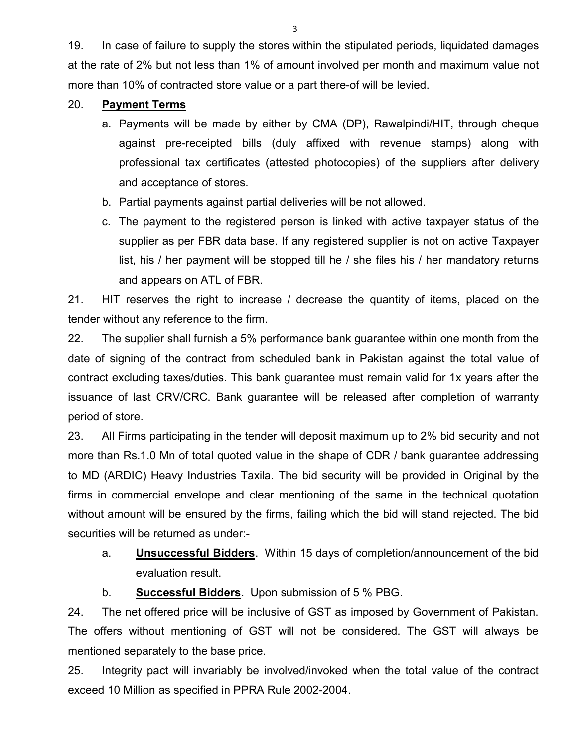19. In case of failure to supply the stores within the stipulated periods, liquidated damages at the rate of 2% but not less than 1% of amount involved per month and maximum value not more than 10% of contracted store value or a part there-of will be levied.

20. **Payment Terms**

   a. Payments will be made by either by CMA (DP), Rawalpindi/HIT, through cheque against pre-receipted bills (duly affixed with revenue stamps) along with professional tax certificates (attested photocopies) of the suppliers after delivery and acceptance of stores.

   b. Partial payments against partial deliveries will be not allowed.

   c. The payment to the registered person is linked with active taxpayer status of the supplier as per FBR data base. If any registered supplier is not on active Taxpayer list, his / her payment will be stopped till he / she files his / her mandatory returns and appears on ATL of FBR.

21. HIT reserves the right to increase / decrease the quantity of items, placed on the tender without any reference to the firm.

22. The supplier shall furnish a 5% performance bank guarantee within one month from the date of signing of the contract from scheduled bank in Pakistan against the total value of contract excluding taxes/duties. This bank guarantee must remain valid for 1x years after the issuance of last CRV/CRC. Bank guarantee will be released after completion of warranty period of store.

23. All Firms participating in the tender will deposit maximum up to 2% bid security and not more than Rs.1.0 Mn of total quoted value in the shape of CDR / bank guarantee addressing to MD (ARDIC) Heavy Industries Taxila. The bid security will be provided in Original by the firms in commercial envelope and clear mentioning of the same in the technical quotation without amount will be ensured by the firms, failing which the bid will stand rejected. The bid securities will be returned as under:-

   a. **Unsuccessful Bidders**. Within 15 days of completion/announcement of the bid evaluation result.

   b. **Successful Bidders**. Upon submission of 5 % PBG.

24. The net offered price will be inclusive of GST as imposed by Government of Pakistan. The offers without mentioning of GST will not be considered. The GST will always be mentioned separately to the base price.

25. Integrity pact will invariably be involved/invoked when the total value of the contract exceed 10 Million as specified in PPRA Rule 2002-2004.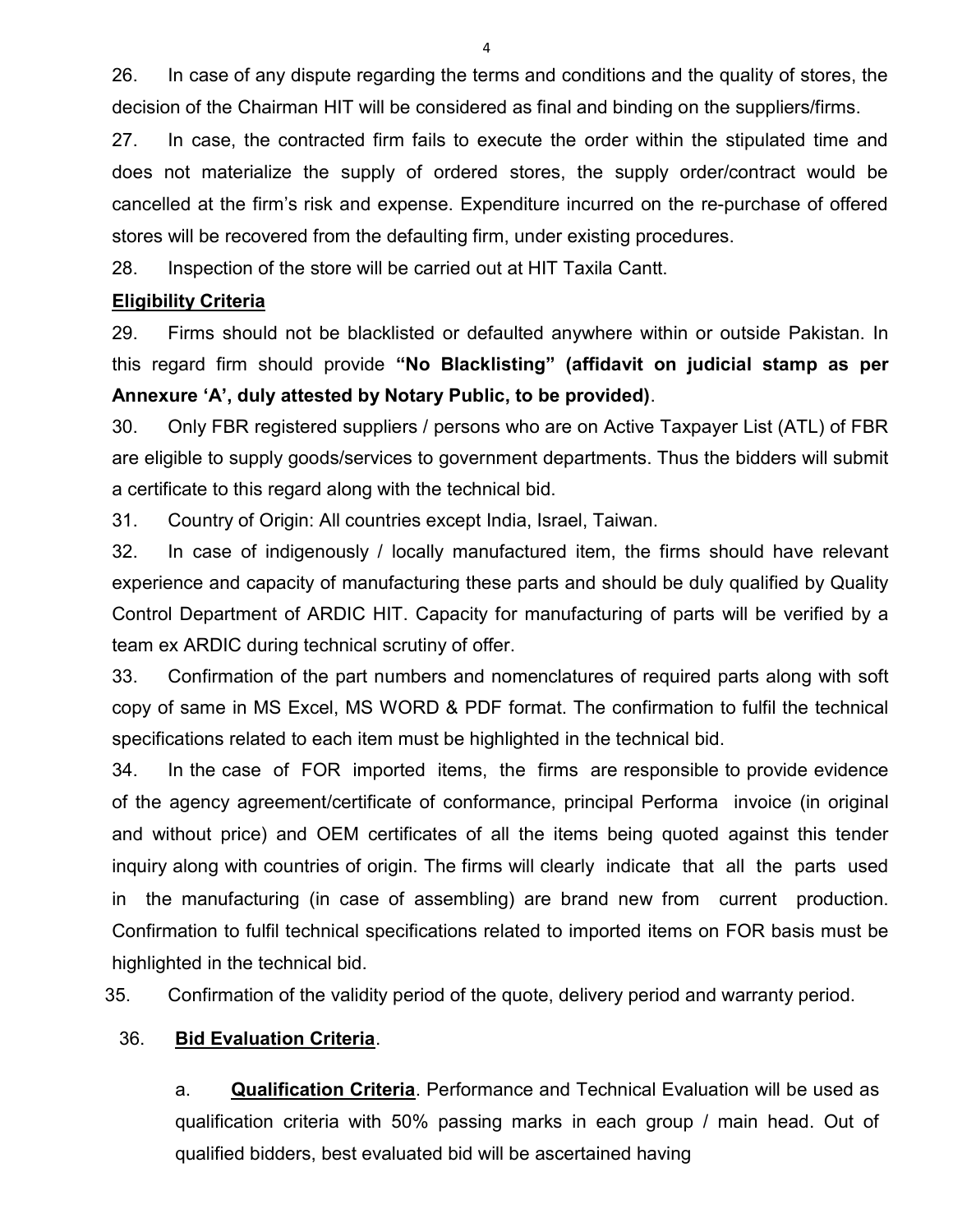26. In case of any dispute regarding the terms and conditions and the quality of stores, the decision of the Chairman HIT will be considered as final and binding on the suppliers/firms.

27. In case, the contracted firm fails to execute the order within the stipulated time and does not materialize the supply of ordered stores, the supply order/contract would be cancelled at the firm's risk and expense. Expenditure incurred on the re-purchase of offered stores will be recovered from the defaulting firm, under existing procedures.

28. Inspection of the store will be carried out at HIT Taxila Cantt.

**Eligibility Criteria**

29. Firms should not be blacklisted or defaulted anywhere within or outside Pakistan. In this regard firm should provide **"No Blacklisting" (affidavit on judicial stamp as per Annexure 'A', duly attested by Notary Public, to be provided)**.

30. Only FBR registered suppliers / persons who are on Active Taxpayer List (ATL) of FBR are eligible to supply goods/services to government departments. Thus the bidders will submit a certificate to this regard along with the technical bid.

31. Country of Origin: All countries except India, Israel, Taiwan.

32. In case of indigenously / locally manufactured item, the firms should have relevant experience and capacity of manufacturing these parts and should be duly qualified by Quality Control Department of ARDIC HIT. Capacity for manufacturing of parts will be verified by a team ex ARDIC during technical scrutiny of offer.

33. Confirmation of the part numbers and nomenclatures of required parts along with soft copy of same in MS Excel, MS WORD & PDF format. The confirmation to fulfil the technical specifications related to each item must be highlighted in the technical bid.

34. In the case of FOR imported items, the firms are responsible to provide evidence of the agency agreement/certificate of conformance, principal Performa invoice (in original and without price) and OEM certificates of all the items being quoted against this tender inquiry along with countries of origin. The firms will clearly indicate that all the parts used in the manufacturing (in case of assembling) are brand new from current production. Confirmation to fulfil technical specifications related to imported items on FOR basis must be highlighted in the technical bid.

35. Confirmation of the validity period of the quote, delivery period and warranty period.

36. **Bid Evaluation Criteria**.

a. **Qualification Criteria**. Performance and Technical Evaluation will be used as qualification criteria with 50% passing marks in each group / main head. Out of qualified bidders, best evaluated bid will be ascertained having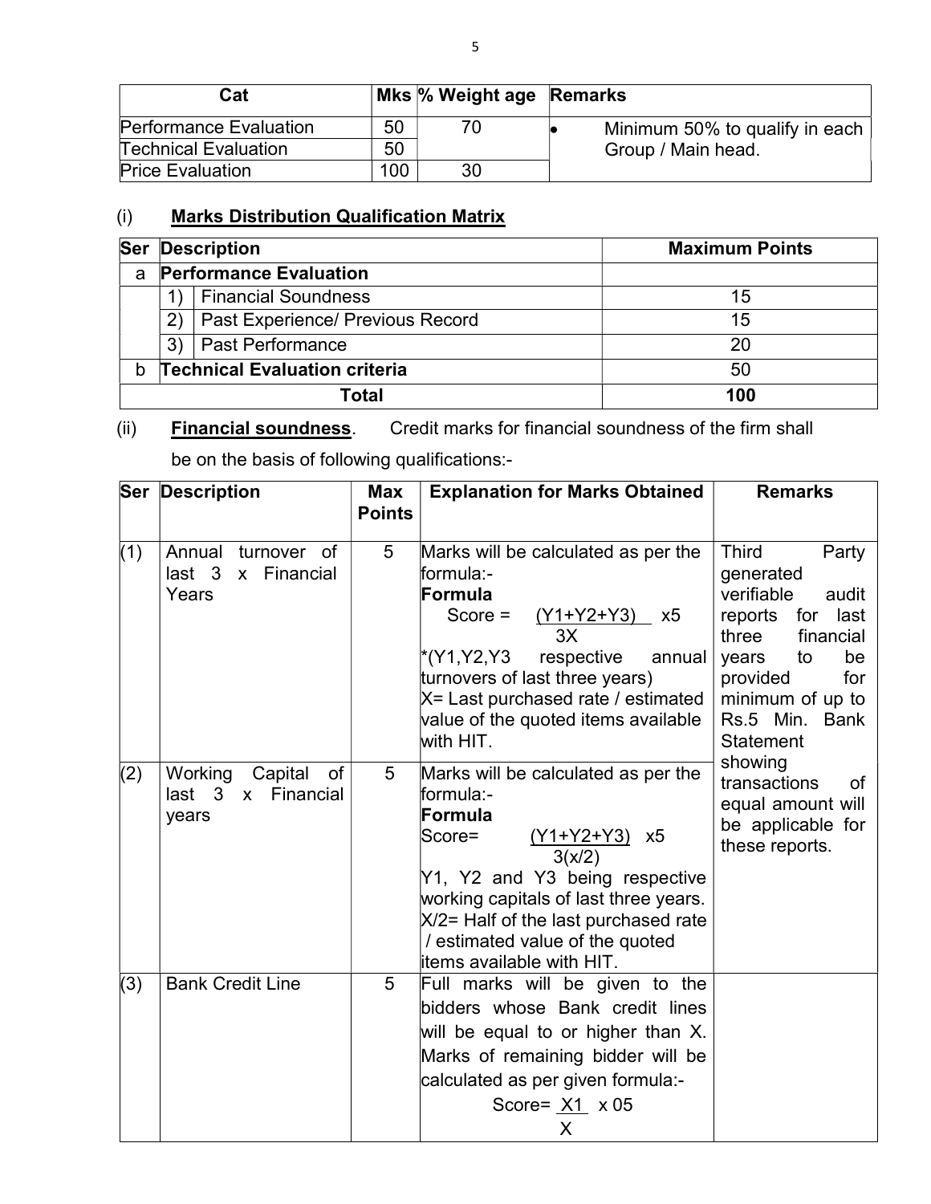| Cat | Mks | % Weight age | Remarks |
|---|---|---|---|
| Performance Evaluation | 50 | 70 | • Minimum 50% to qualify in each Group / Main head. |
| Technical Evaluation | 50 | | |
| Price Evaluation | 100 | 30 | |

(i) **Marks Distribution Qualification Matrix**

| Ser | Description | | Maximum Points |
|---|---|---|---|
| a | **Performance Evaluation** | | |
| | 1) | Financial Soundness | 15 |
| | 2) | Past Experience/ Previous Record | 15 |
| | 3) | Past Performance | 20 |
| b | **Technical Evaluation criteria** | | 50 |
| | **Total** | | **100** |

(ii) **Financial soundness**. Credit marks for financial soundness of the firm shall be on the basis of following qualifications:-

| Ser | Description | Max Points | Explanation for Marks Obtained | Remarks |
|---|---|---|---|---|
| (1) | Annual turnover of last 3 x Financial Years | 5 | Marks will be calculated as per the formula:- **Formula** Score = $\frac{(Y1+Y2+Y3)}{3X} \times 5$ *(Y1,Y2,Y3 respective annual turnovers of last three years) X= Last purchased rate / estimated value of the quoted items available with HIT. | Third Party generated verifiable audit reports for last three financial years to be provided for minimum of up to Rs.5 Min. Bank Statement showing transactions of equal amount will be applicable for these reports. |
| (2) | Working Capital of last 3 x Financial years | 5 | Marks will be calculated as per the formula:- **Formula** Score= $\frac{(Y1+Y2+Y3)}{3(x/2)} \times 5$ Y1, Y2 and Y3 being respective working capitals of last three years. X/2= Half of the last purchased rate / estimated value of the quoted items available with HIT. | |
| (3) | Bank Credit Line | 5 | Full marks will be given to the bidders whose Bank credit lines will be equal to or higher than X. Marks of remaining bidder will be calculated as per given formula:- Score= $\frac{X1}{X} \times 05$ | |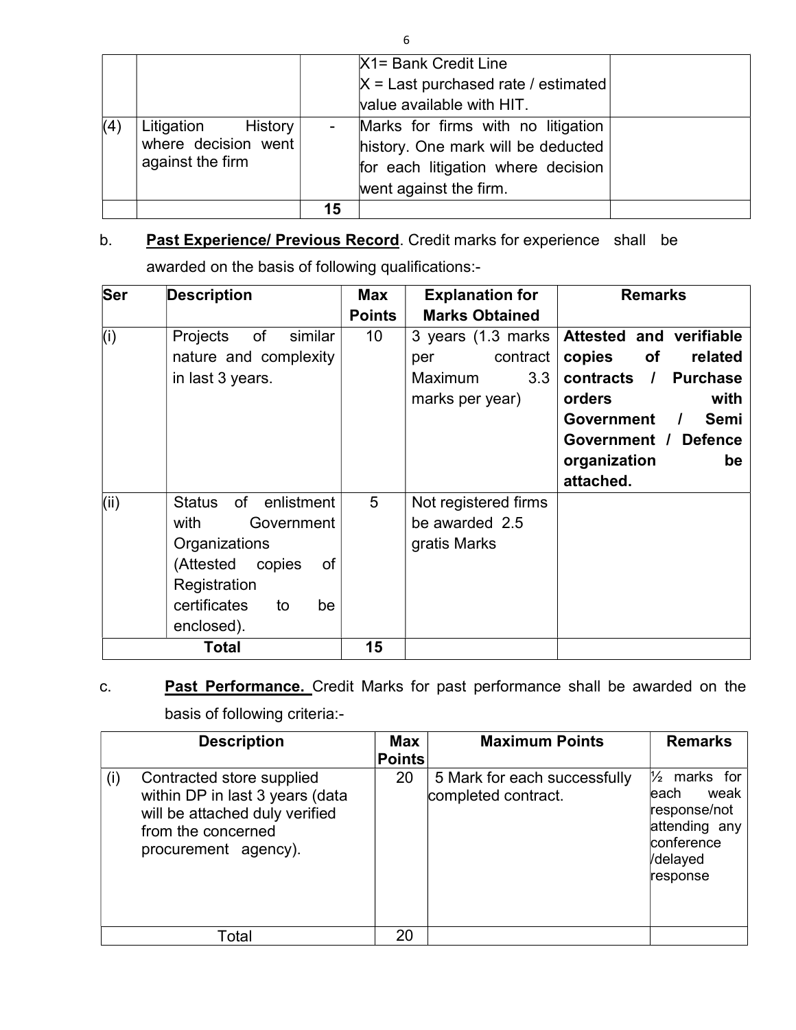| | | | | |
|---|---|---|---|---|
| | | | X1= Bank Credit Line<br>X = Last purchased rate / estimated value available with HIT. | |
| (4) | Litigation History where decision went against the firm | - | Marks for firms with no litigation history. One mark will be deducted for each litigation where decision went against the firm. | |
| | | **15** | | |

b. **Past Experience/ Previous Record**. Credit marks for experience shall be awarded on the basis of following qualifications:-

| Ser | Description | Max Points | Explanation for Marks Obtained | Remarks |
|---|---|---|---|---|
| (i) | Projects of similar nature and complexity in last 3 years. | 10 | 3 years (1.3 marks per contract Maximum 3.3 marks per year) | **Attested and verifiable copies of related contracts / Purchase orders with Government / Semi Government / Defence organization be attached.** |
| (ii) | Status of enlistment with Government Organizations (Attested copies of Registration certificates to be enclosed). | 5 | Not registered firms be awarded 2.5 gratis Marks | |
| | **Total** | **15** | | |

c. **Past Performance.** Credit Marks for past performance shall be awarded on the basis of following criteria:-

| | Description | Max Points | Maximum Points | Remarks |
|---|---|---|---|---|
| (i) | Contracted store supplied within DP in last 3 years (data will be attached duly verified from the concerned procurement agency). | 20 | 5 Mark for each successfully completed contract. | ½ marks for each weak response/not attending any conference /delayed response |
| | Total | 20 | | |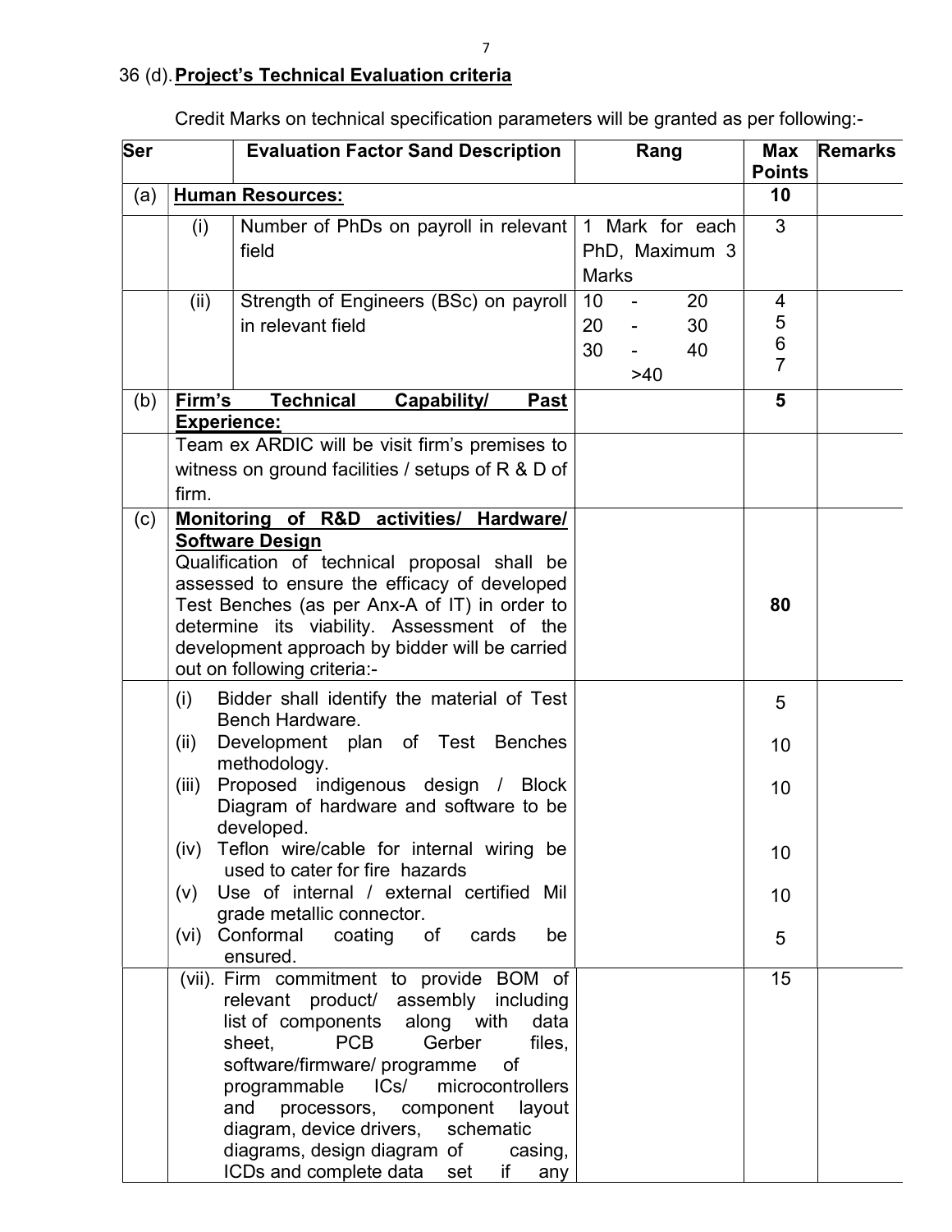36 (d). **Project's Technical Evaluation criteria**

Credit Marks on technical specification parameters will be granted as per following:-

| Ser | | Evaluation Factor Sand Description | Rang | Max Points | Remarks |
|---|---|---|---|---|---|
| (a) | **Human Resources:** | | | 10 | |
| | (i) | Number of PhDs on payroll in relevant field | 1 Mark for each PhD, Maximum 3 Marks | 3 | |
| | (ii) | Strength of Engineers (BSc) on payroll in relevant field | 10 - 20<br>20 - 30<br>30 - 40<br>>40 | 4<br>5<br>6<br>7 | |
| (b) | **Firm's Technical Capability/ Past Experience:** | | | 5 | |
| | Team ex ARDIC will be visit firm's premises to witness on ground facilities / setups of R & D of firm. | | | | |
| (c) | **Monitoring of R&D activities/ Hardware/ Software Design**<br>Qualification of technical proposal shall be assessed to ensure the efficacy of developed Test Benches (as per Anx-A of IT) in order to determine its viability. Assessment of the development approach by bidder will be carried out on following criteria:- | | | 80 | |
| | (i) Bidder shall identify the material of Test Bench Hardware.<br>(ii) Development plan of Test Benches methodology.<br>(iii) Proposed indigenous design / Block Diagram of hardware and software to be developed.<br>(iv) Teflon wire/cable for internal wiring be used to cater for fire hazards<br>(v) Use of internal / external certified Mil grade metallic connector.<br>(vi) Conformal coating of cards be ensured. | | | 5<br>10<br>10<br>10<br>10<br>5 | |
| | (vii). Firm commitment to provide BOM of relevant product/ assembly including list of components along with data sheet, PCB Gerber files, software/firmware/ programme of programmable ICs/ microcontrollers and processors, component layout diagram, device drivers, schematic diagrams, design diagram of casing, ICDs and complete data set if any | | | 15 | |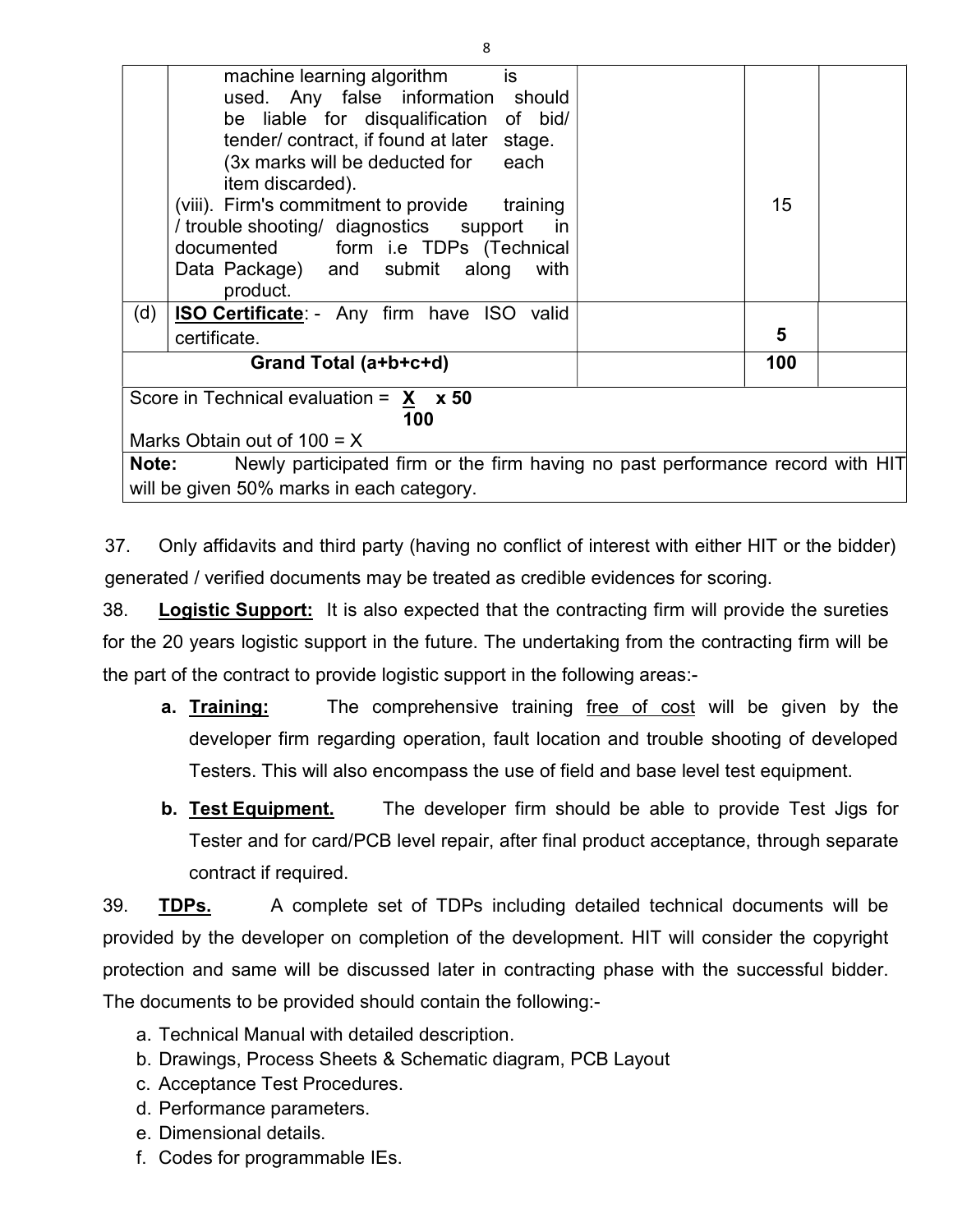|  |  |  |  |  |
|---|---|---|---|---|
|  | machine learning algorithm is used. Any false information should be liable for disqualification of bid/ tender/ contract, if found at later stage. (3x marks will be deducted for each item discarded).<br>(viii). Firm's commitment to provide training / trouble shooting/ diagnostics support in documented form i.e TDPs (Technical Data Package) and submit along with product. |  | 15 |  |
| (d) | **ISO Certificate**: - Any firm have ISO valid certificate. |  | **5** |  |
| **Grand Total (a+b+c+d)** | |  | **100** |  |
| Score in Technical evaluation = $\frac{X}{100} \times 50$<br>Marks Obtain out of 100 = X | | | | |
| **Note:** Newly participated firm or the firm having no past performance record with HIT will be given 50% marks in each category. | | | | |

37. Only affidavits and third party (having no conflict of interest with either HIT or the bidder) generated / verified documents may be treated as credible evidences for scoring.

38. **Logistic Support:** It is also expected that the contracting firm will provide the sureties for the 20 years logistic support in the future. The undertaking from the contracting firm will be the part of the contract to provide logistic support in the following areas:-

a. **Training:** The comprehensive training free of cost will be given by the developer firm regarding operation, fault location and trouble shooting of developed Testers. This will also encompass the use of field and base level test equipment.

b. **Test Equipment.** The developer firm should be able to provide Test Jigs for Tester and for card/PCB level repair, after final product acceptance, through separate contract if required.

39. **TDPs.** A complete set of TDPs including detailed technical documents will be provided by the developer on completion of the development. HIT will consider the copyright protection and same will be discussed later in contracting phase with the successful bidder. The documents to be provided should contain the following:-

a. Technical Manual with detailed description.
b. Drawings, Process Sheets & Schematic diagram, PCB Layout
c. Acceptance Test Procedures.
d. Performance parameters.
e. Dimensional details.
f. Codes for programmable IEs.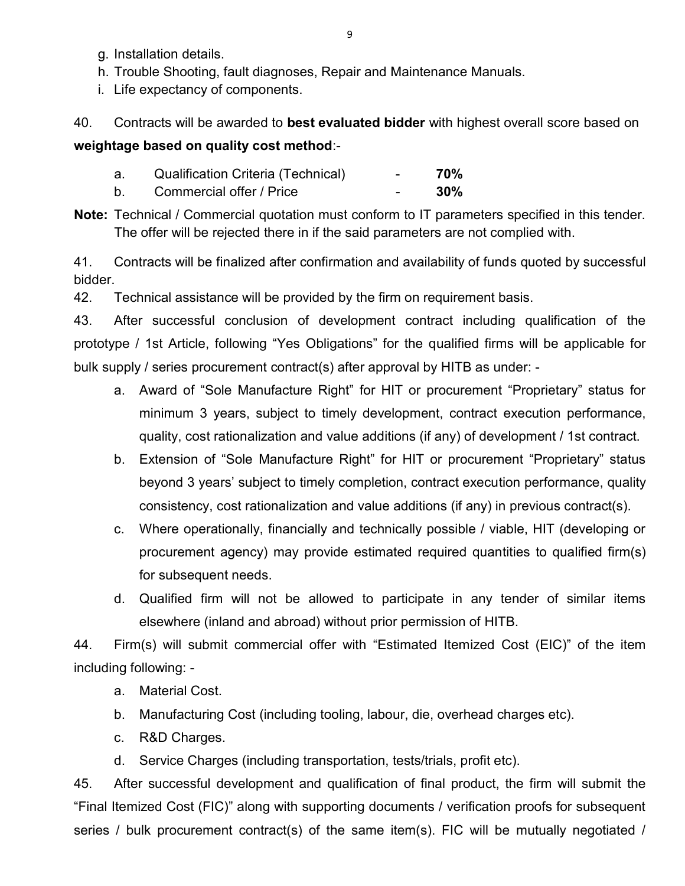g. Installation details.
h. Trouble Shooting, fault diagnoses, Repair and Maintenance Manuals.
i. Life expectancy of components.

40. Contracts will be awarded to **best evaluated bidder** with highest overall score based on **weightage based on quality cost method**:-

a. Qualification Criteria (Technical) - **70%**
b. Commercial offer / Price - **30%**

**Note:** Technical / Commercial quotation must conform to IT parameters specified in this tender. The offer will be rejected there in if the said parameters are not complied with.

41. Contracts will be finalized after confirmation and availability of funds quoted by successful bidder.

42. Technical assistance will be provided by the firm on requirement basis.

43. After successful conclusion of development contract including qualification of the prototype / 1st Article, following "Yes Obligations" for the qualified firms will be applicable for bulk supply / series procurement contract(s) after approval by HITB as under: -

a. Award of "Sole Manufacture Right" for HIT or procurement "Proprietary" status for minimum 3 years, subject to timely development, contract execution performance, quality, cost rationalization and value additions (if any) of development / 1st contract.
b. Extension of "Sole Manufacture Right" for HIT or procurement "Proprietary" status beyond 3 years' subject to timely completion, contract execution performance, quality consistency, cost rationalization and value additions (if any) in previous contract(s).
c. Where operationally, financially and technically possible / viable, HIT (developing or procurement agency) may provide estimated required quantities to qualified firm(s) for subsequent needs.
d. Qualified firm will not be allowed to participate in any tender of similar items elsewhere (inland and abroad) without prior permission of HITB.

44. Firm(s) will submit commercial offer with "Estimated Itemized Cost (EIC)" of the item including following: -

a. Material Cost.
b. Manufacturing Cost (including tooling, labour, die, overhead charges etc).
c. R&D Charges.
d. Service Charges (including transportation, tests/trials, profit etc).

45. After successful development and qualification of final product, the firm will submit the "Final Itemized Cost (FIC)" along with supporting documents / verification proofs for subsequent series / bulk procurement contract(s) of the same item(s). FIC will be mutually negotiated /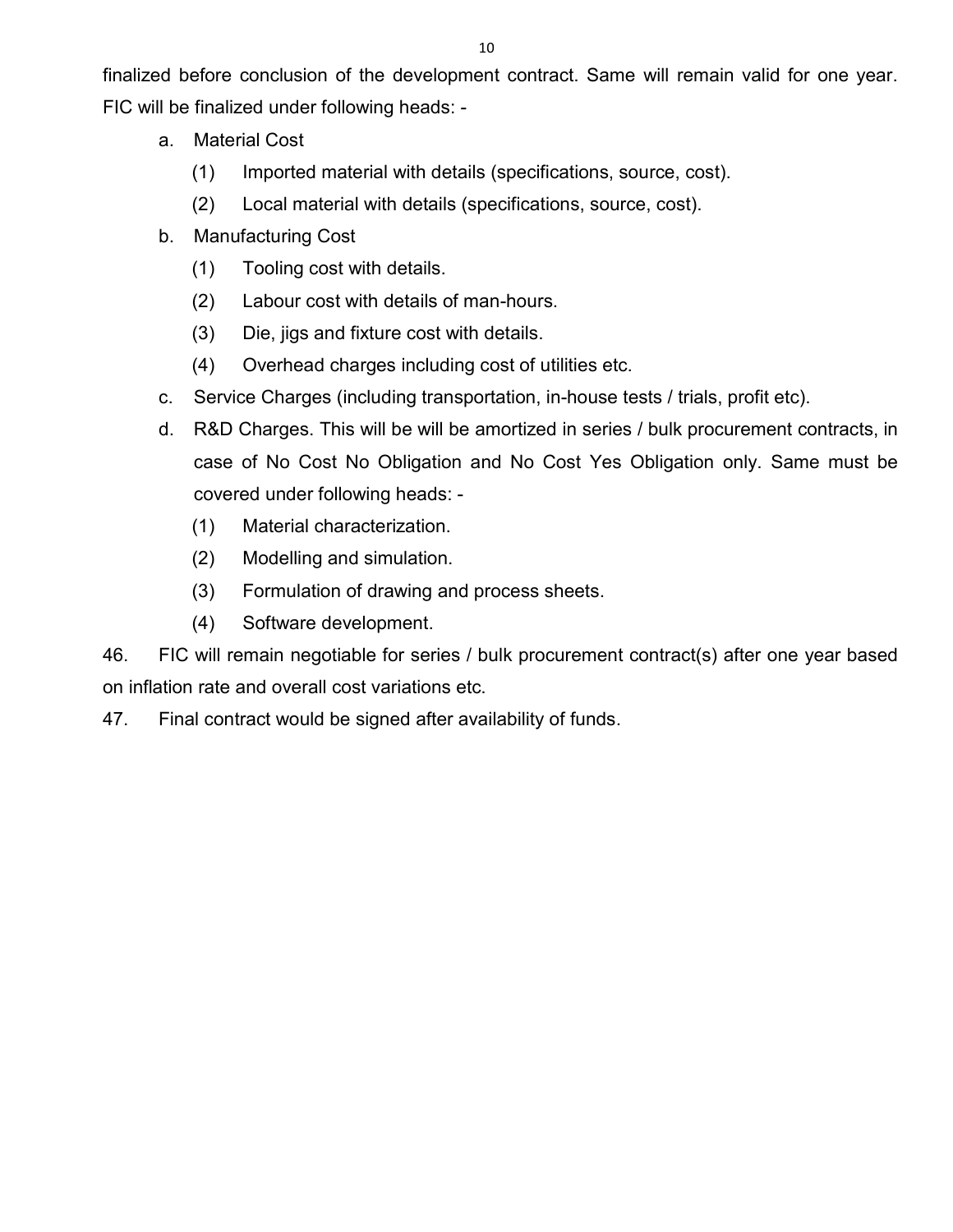finalized before conclusion of the development contract. Same will remain valid for one year. FIC will be finalized under following heads: -

a. Material Cost
   (1) Imported material with details (specifications, source, cost).
   (2) Local material with details (specifications, source, cost).

b. Manufacturing Cost
   (1) Tooling cost with details.
   (2) Labour cost with details of man-hours.
   (3) Die, jigs and fixture cost with details.
   (4) Overhead charges including cost of utilities etc.

c. Service Charges (including transportation, in-house tests / trials, profit etc).

d. R&D Charges. This will be will be amortized in series / bulk procurement contracts, in case of No Cost No Obligation and No Cost Yes Obligation only. Same must be covered under following heads: -
   (1) Material characterization.
   (2) Modelling and simulation.
   (3) Formulation of drawing and process sheets.
   (4) Software development.

46. FIC will remain negotiable for series / bulk procurement contract(s) after one year based on inflation rate and overall cost variations etc.

47. Final contract would be signed after availability of funds.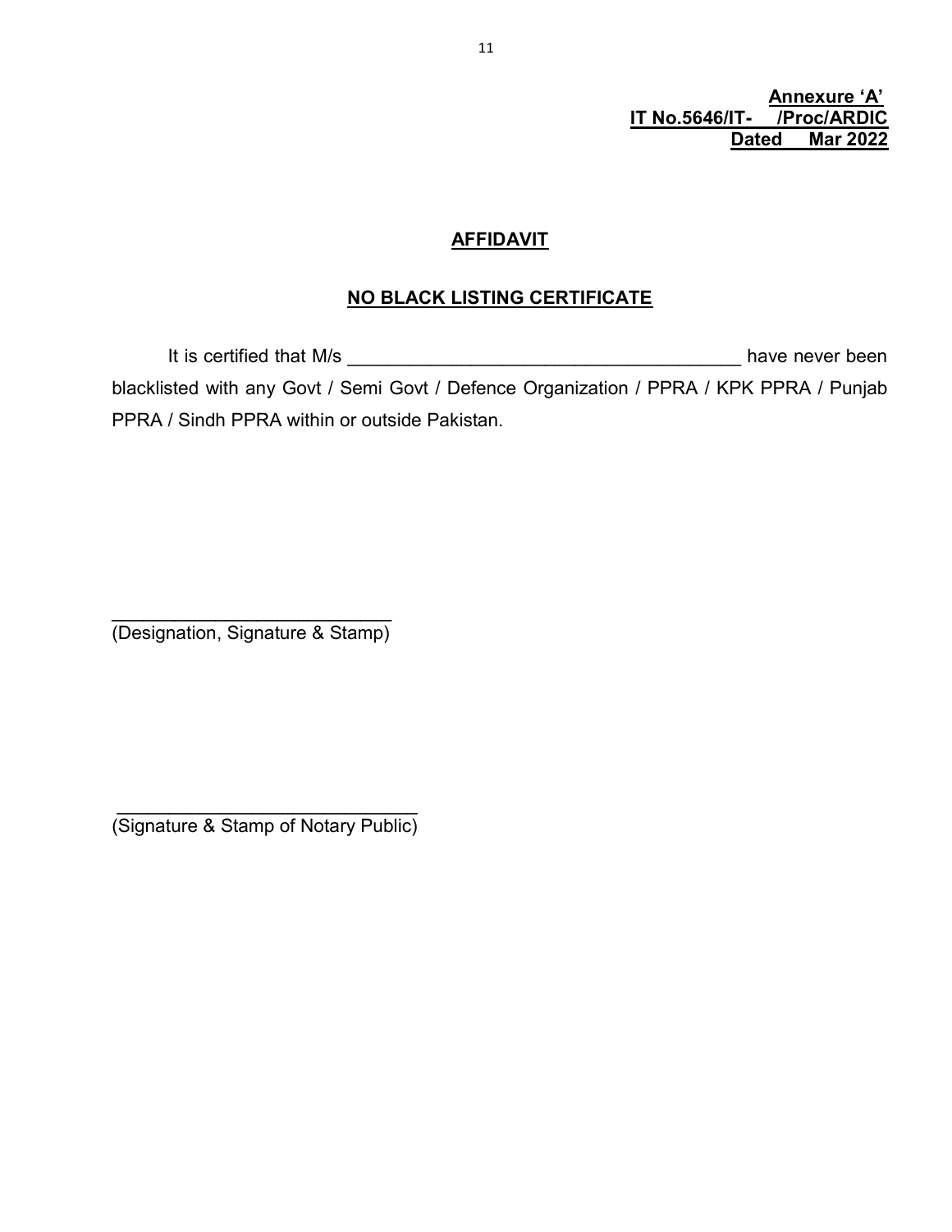**Annexure 'A'**
**IT No.5646/IT- /Proc/ARDIC**
**Dated Mar 2022**

## AFFIDAVIT

## NO BLACK LISTING CERTIFICATE

It is certified that M/s ______________________________________ have never been blacklisted with any Govt / Semi Govt / Defence Organization / PPRA / KPK PPRA / Punjab PPRA / Sindh PPRA within or outside Pakistan.

____________________________
(Designation, Signature & Stamp)

____________________________
(Signature & Stamp of Notary Public)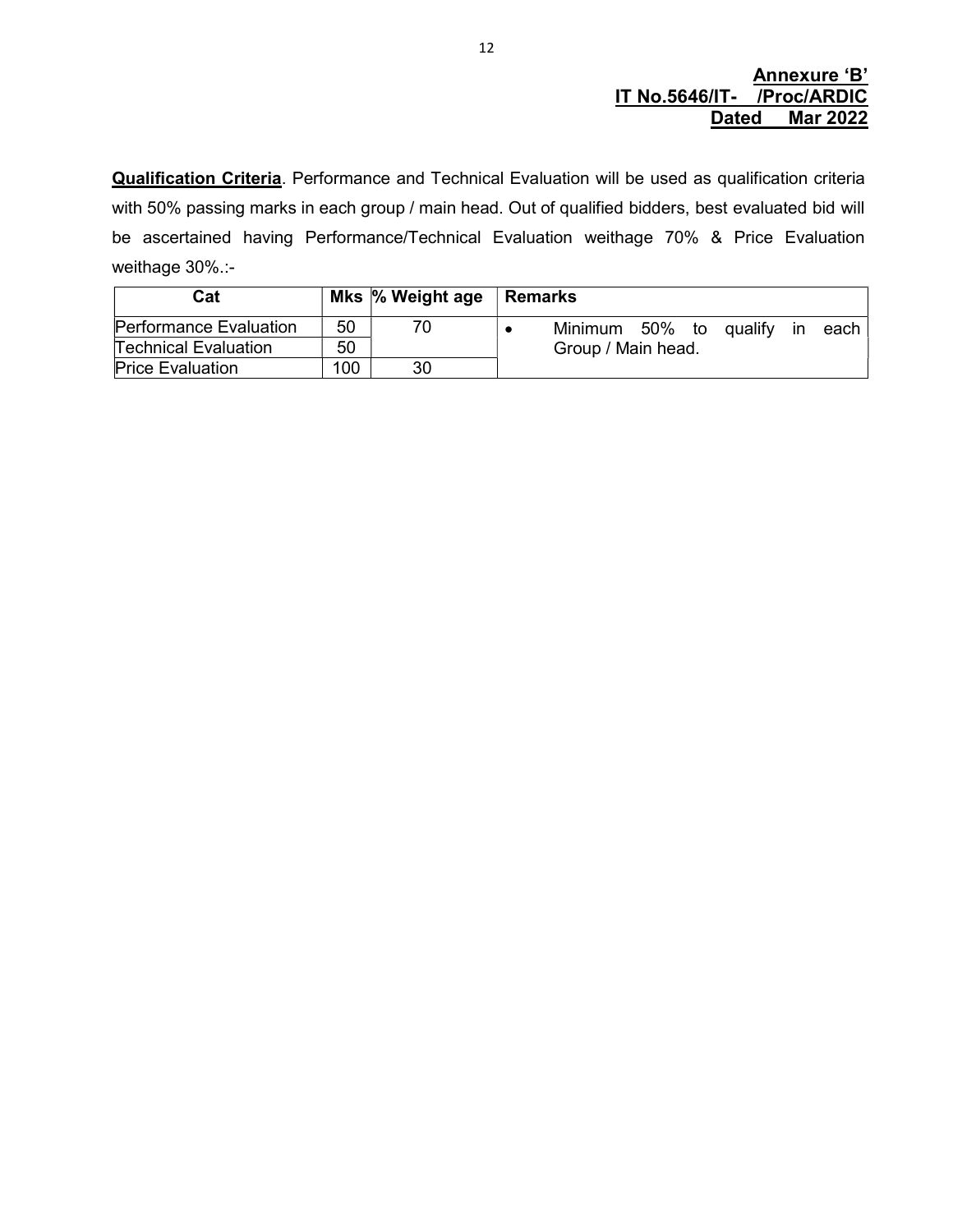**Annexure 'B'**
**IT No.5646/IT- /Proc/ARDIC**
**Dated Mar 2022**

**Qualification Criteria**. Performance and Technical Evaluation will be used as qualification criteria with 50% passing marks in each group / main head. Out of qualified bidders, best evaluated bid will be ascertained having Performance/Technical Evaluation weithage 70% & Price Evaluation weithage 30%.:-

| Cat | Mks | % Weight age | Remarks |
|---|---|---|---|
| Performance Evaluation | 50 | 70 | • Minimum 50% to qualify in each Group / Main head. |
| Technical Evaluation | 50 | | |
| Price Evaluation | 100 | 30 | |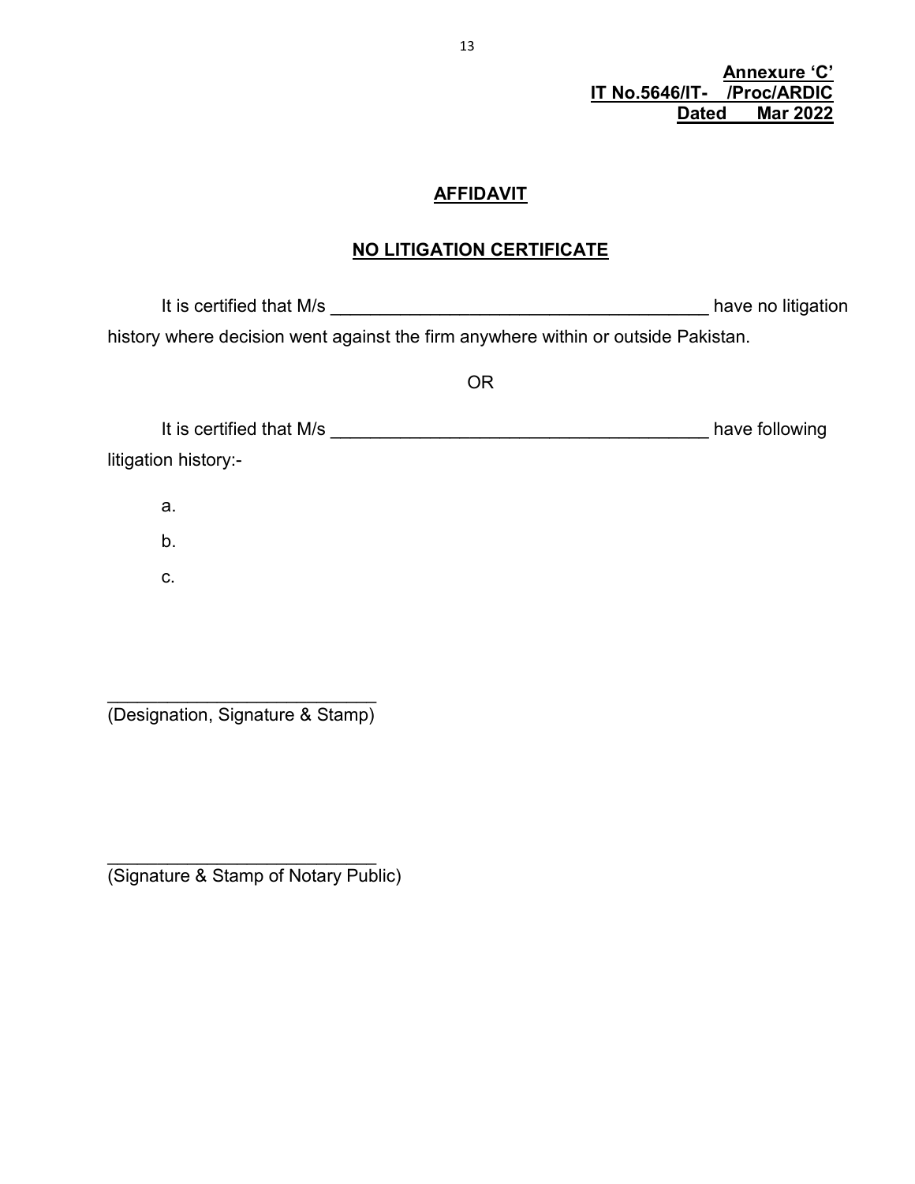**Annexure 'C'**
**IT No.5646/IT- /Proc/ARDIC**
**Dated Mar 2022**

## AFFIDAVIT

## NO LITIGATION CERTIFICATE

It is certified that M/s ______________________________________ have no litigation history where decision went against the firm anywhere within or outside Pakistan.

OR

It is certified that M/s ______________________________________ have following litigation history:-

a.

b.

c.

___________________________
(Designation, Signature & Stamp)

___________________________
(Signature & Stamp of Notary Public)